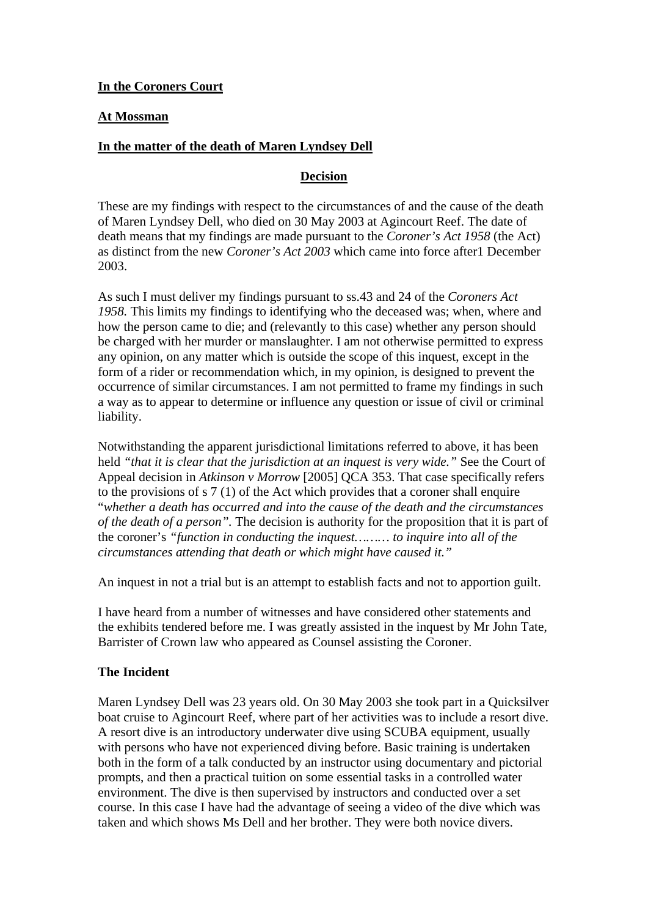**In the Coroners Court**

**At Mossman**

**In the matter of the death of Maren Lyndsey Dell**

**Decision**

These are my findings with respect to the circumstances of and the cause of the death of Maren Lyndsey Dell, who died on 30 May 2003 at Agincourt Reef. The date of death means that my findings are made pursuant to the *Coroner's Act 1958* (the Act) as distinct from the new *Coroner's Act 2003* which came into force after1 December 2003.

As such I must deliver my findings pursuant to ss.43 and 24 of the *Coroners Act 1958.* This limits my findings to identifying who the deceased was; when, where and how the person came to die; and (relevantly to this case) whether any person should be charged with her murder or manslaughter. I am not otherwise permitted to express any opinion, on any matter which is outside the scope of this inquest, except in the form of a rider or recommendation which, in my opinion, is designed to prevent the occurrence of similar circumstances. I am not permitted to frame my findings in such a way as to appear to determine or influence any question or issue of civil or criminal liability.

Notwithstanding the apparent jurisdictional limitations referred to above, it has been held *"that it is clear that the jurisdiction at an inquest is very wide."* See the Court of Appeal decision in *Atkinson v Morrow* [2005] QCA 353. That case specifically refers to the provisions of s 7 (1) of the Act which provides that a coroner shall enquire "*whether a death has occurred and into the cause of the death and the circumstances of the death of a person".* The decision is authority for the proposition that it is part of the coroner's *"function in conducting the inquest……… to inquire into all of the circumstances attending that death or which might have caused it."*

An inquest in not a trial but is an attempt to establish facts and not to apportion guilt.

I have heard from a number of witnesses and have considered other statements and the exhibits tendered before me. I was greatly assisted in the inquest by Mr John Tate, Barrister of Crown law who appeared as Counsel assisting the Coroner.

**The Incident**

Maren Lyndsey Dell was 23 years old. On 30 May 2003 she took part in a Quicksilver boat cruise to Agincourt Reef, where part of her activities was to include a resort dive. A resort dive is an introductory underwater dive using SCUBA equipment, usually with persons who have not experienced diving before. Basic training is undertaken both in the form of a talk conducted by an instructor using documentary and pictorial prompts, and then a practical tuition on some essential tasks in a controlled water environment. The dive is then supervised by instructors and conducted over a set course. In this case I have had the advantage of seeing a video of the dive which was taken and which shows Ms Dell and her brother. They were both novice divers.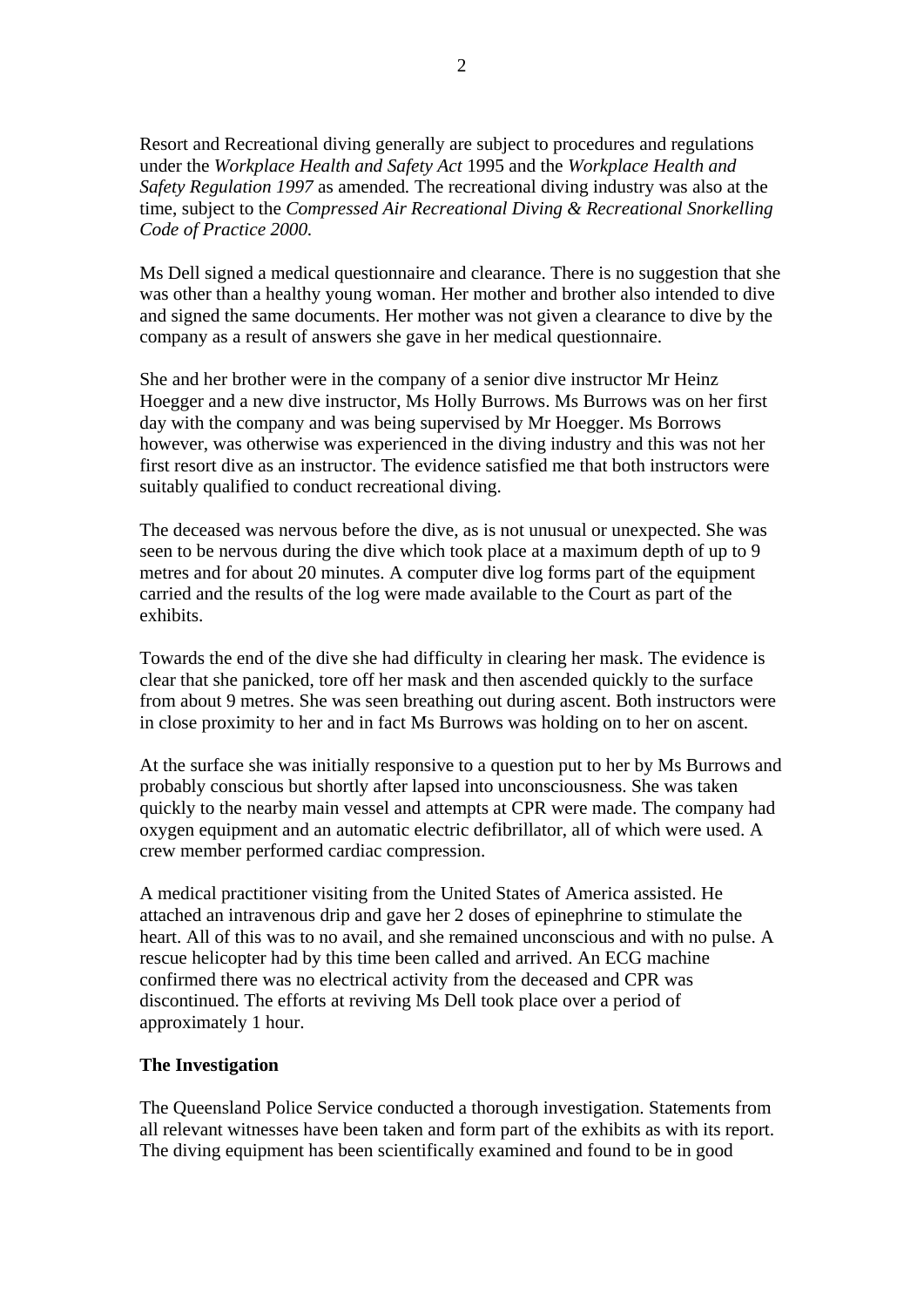Resort and Recreational diving generally are subject to procedures and regulations under the *Workplace Health and Safety Act* 1995 and the *Workplace Health and Safety Regulation 1997* as amended*.* The recreational diving industry was also at the time, subject to the *Compressed Air Recreational Diving & Recreational Snorkelling Code of Practice 2000.*

Ms Dell signed a medical questionnaire and clearance. There is no suggestion that she was other than a healthy young woman. Her mother and brother also intended to dive and signed the same documents. Her mother was not given a clearance to dive by the company as a result of answers she gave in her medical questionnaire.

She and her brother were in the company of a senior dive instructor Mr Heinz Hoegger and a new dive instructor, Ms Holly Burrows. Ms Burrows was on her first day with the company and was being supervised by Mr Hoegger. Ms Borrows however, was otherwise was experienced in the diving industry and this was not her first resort dive as an instructor. The evidence satisfied me that both instructors were suitably qualified to conduct recreational diving.

The deceased was nervous before the dive, as is not unusual or unexpected. She was seen to be nervous during the dive which took place at a maximum depth of up to 9 metres and for about 20 minutes. A computer dive log forms part of the equipment carried and the results of the log were made available to the Court as part of the exhibits.

Towards the end of the dive she had difficulty in clearing her mask. The evidence is clear that she panicked, tore off her mask and then ascended quickly to the surface from about 9 metres. She was seen breathing out during ascent. Both instructors were in close proximity to her and in fact Ms Burrows was holding on to her on ascent.

At the surface she was initially responsive to a question put to her by Ms Burrows and probably conscious but shortly after lapsed into unconsciousness. She was taken quickly to the nearby main vessel and attempts at CPR were made. The company had oxygen equipment and an automatic electric defibrillator, all of which were used. A crew member performed cardiac compression.

A medical practitioner visiting from the United States of America assisted. He attached an intravenous drip and gave her 2 doses of epinephrine to stimulate the heart. All of this was to no avail, and she remained unconscious and with no pulse. A rescue helicopter had by this time been called and arrived. An ECG machine confirmed there was no electrical activity from the deceased and CPR was discontinued. The efforts at reviving Ms Dell took place over a period of approximately 1 hour.

**The Investigation**

The Queensland Police Service conducted a thorough investigation. Statements from all relevant witnesses have been taken and form part of the exhibits as with its report. The diving equipment has been scientifically examined and found to be in good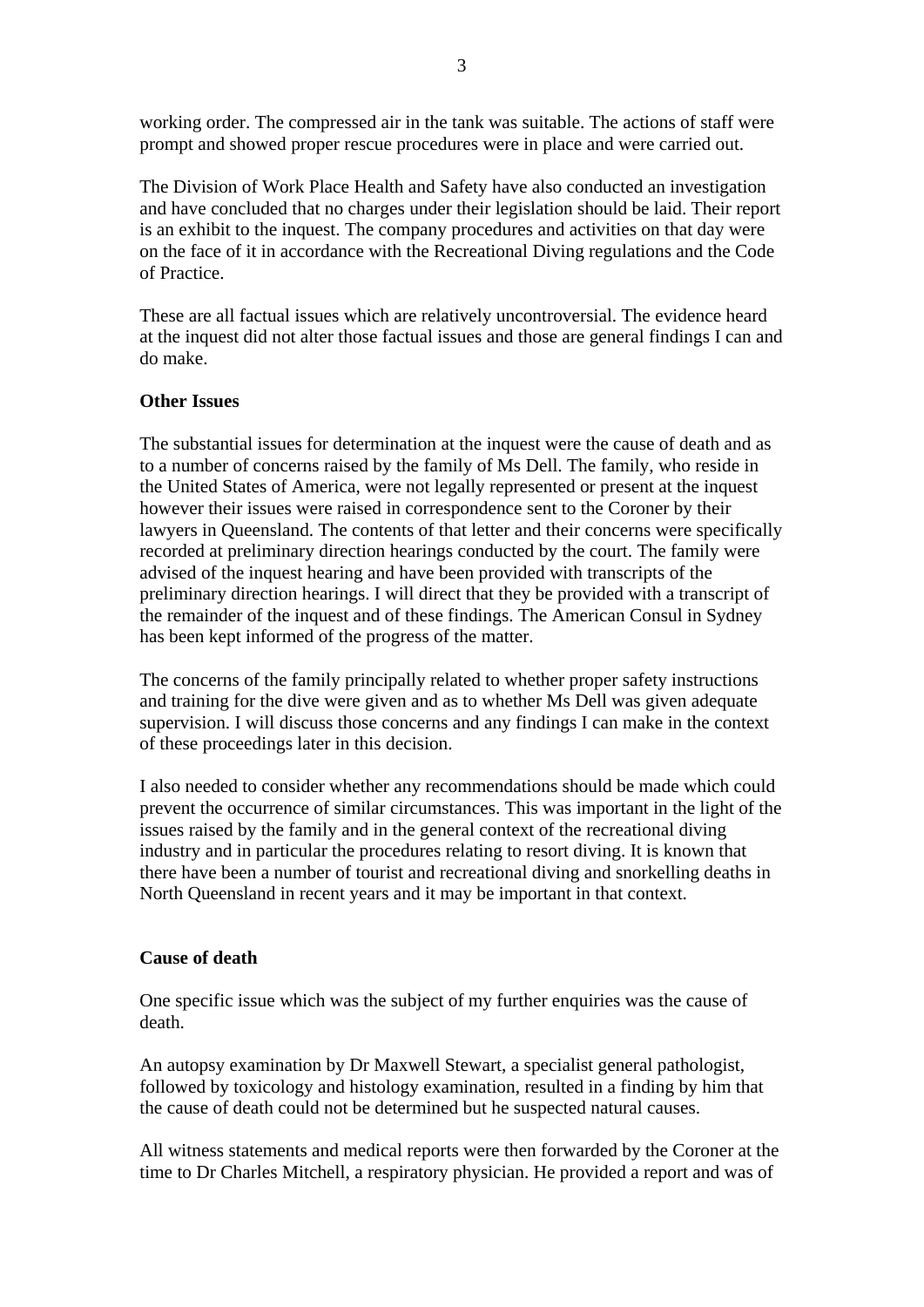working order. The compressed air in the tank was suitable. The actions of staff were prompt and showed proper rescue procedures were in place and were carried out.

The Division of Work Place Health and Safety have also conducted an investigation and have concluded that no charges under their legislation should be laid. Their report is an exhibit to the inquest. The company procedures and activities on that day were on the face of it in accordance with the Recreational Diving regulations and the Code of Practice.

These are all factual issues which are relatively uncontroversial. The evidence heard at the inquest did not alter those factual issues and those are general findings I can and do make.

**Other Issues**

The substantial issues for determination at the inquest were the cause of death and as to a number of concerns raised by the family of Ms Dell. The family, who reside in the United States of America, were not legally represented or present at the inquest however their issues were raised in correspondence sent to the Coroner by their lawyers in Queensland. The contents of that letter and their concerns were specifically recorded at preliminary direction hearings conducted by the court. The family were advised of the inquest hearing and have been provided with transcripts of the preliminary direction hearings. I will direct that they be provided with a transcript of the remainder of the inquest and of these findings. The American Consul in Sydney has been kept informed of the progress of the matter.

The concerns of the family principally related to whether proper safety instructions and training for the dive were given and as to whether Ms Dell was given adequate supervision. I will discuss those concerns and any findings I can make in the context of these proceedings later in this decision.

I also needed to consider whether any recommendations should be made which could prevent the occurrence of similar circumstances. This was important in the light of the issues raised by the family and in the general context of the recreational diving industry and in particular the procedures relating to resort diving. It is known that there have been a number of tourist and recreational diving and snorkelling deaths in North Queensland in recent years and it may be important in that context.

**Cause of death**

One specific issue which was the subject of my further enquiries was the cause of death.

An autopsy examination by Dr Maxwell Stewart, a specialist general pathologist, followed by toxicology and histology examination, resulted in a finding by him that the cause of death could not be determined but he suspected natural causes.

All witness statements and medical reports were then forwarded by the Coroner at the time to Dr Charles Mitchell, a respiratory physician. He provided a report and was of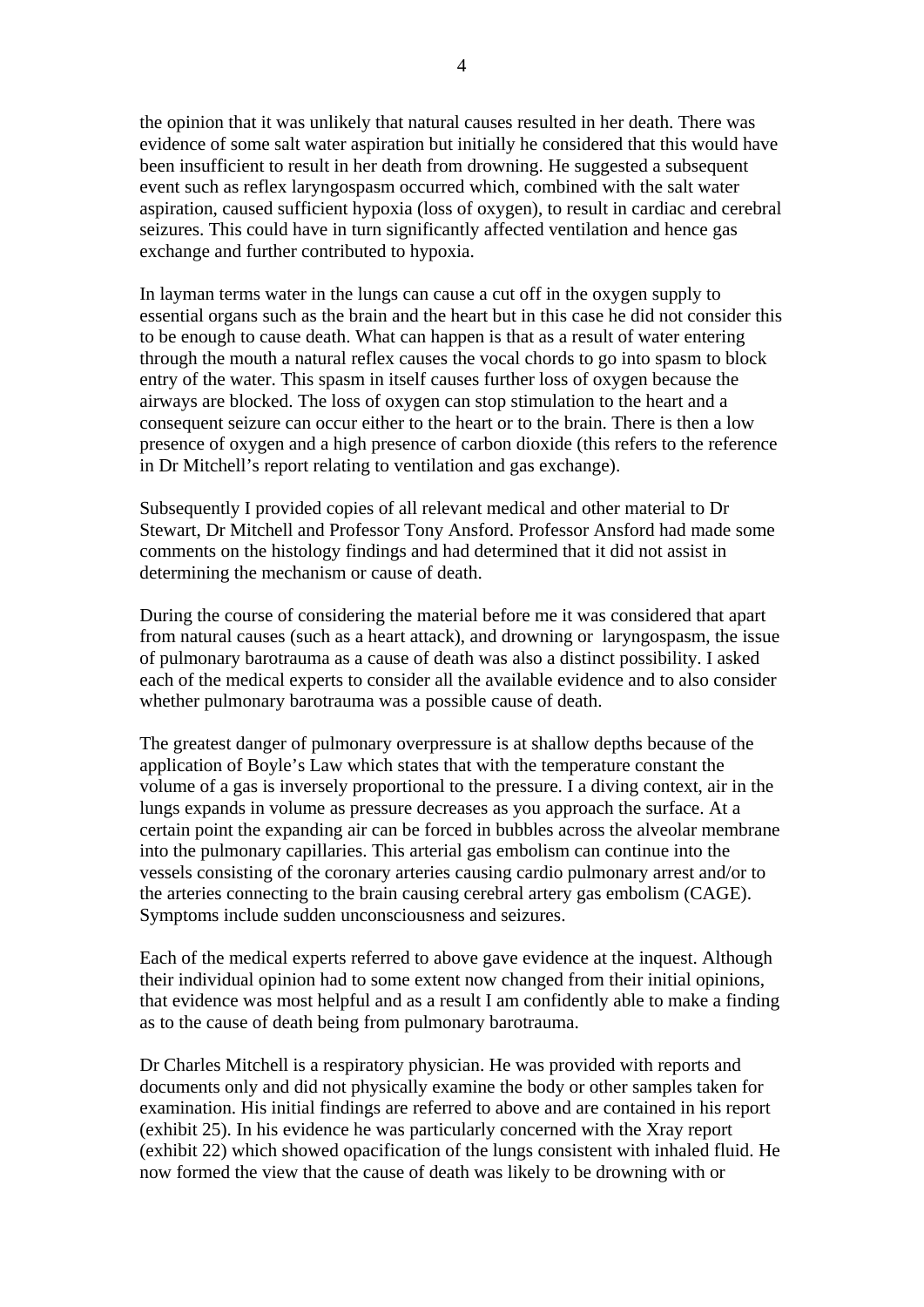the opinion that it was unlikely that natural causes resulted in her death. There was evidence of some salt water aspiration but initially he considered that this would have been insufficient to result in her death from drowning. He suggested a subsequent event such as reflex laryngospasm occurred which, combined with the salt water aspiration, caused sufficient hypoxia (loss of oxygen), to result in cardiac and cerebral seizures. This could have in turn significantly affected ventilation and hence gas exchange and further contributed to hypoxia.

In layman terms water in the lungs can cause a cut off in the oxygen supply to essential organs such as the brain and the heart but in this case he did not consider this to be enough to cause death. What can happen is that as a result of water entering through the mouth a natural reflex causes the vocal chords to go into spasm to block entry of the water. This spasm in itself causes further loss of oxygen because the airways are blocked. The loss of oxygen can stop stimulation to the heart and a consequent seizure can occur either to the heart or to the brain. There is then a low presence of oxygen and a high presence of carbon dioxide (this refers to the reference in Dr Mitchell's report relating to ventilation and gas exchange).

Subsequently I provided copies of all relevant medical and other material to Dr Stewart, Dr Mitchell and Professor Tony Ansford. Professor Ansford had made some comments on the histology findings and had determined that it did not assist in determining the mechanism or cause of death.

During the course of considering the material before me it was considered that apart from natural causes (such as a heart attack), and drowning or  laryngospasm, the issue of pulmonary barotrauma as a cause of death was also a distinct possibility. I asked each of the medical experts to consider all the available evidence and to also consider whether pulmonary barotrauma was a possible cause of death.

The greatest danger of pulmonary overpressure is at shallow depths because of the application of Boyle's Law which states that with the temperature constant the volume of a gas is inversely proportional to the pressure. I a diving context, air in the lungs expands in volume as pressure decreases as you approach the surface. At a certain point the expanding air can be forced in bubbles across the alveolar membrane into the pulmonary capillaries. This arterial gas embolism can continue into the vessels consisting of the coronary arteries causing cardio pulmonary arrest and/or to the arteries connecting to the brain causing cerebral artery gas embolism (CAGE). Symptoms include sudden unconsciousness and seizures.

Each of the medical experts referred to above gave evidence at the inquest. Although their individual opinion had to some extent now changed from their initial opinions, that evidence was most helpful and as a result I am confidently able to make a finding as to the cause of death being from pulmonary barotrauma.

Dr Charles Mitchell is a respiratory physician. He was provided with reports and documents only and did not physically examine the body or other samples taken for examination. His initial findings are referred to above and are contained in his report (exhibit 25). In his evidence he was particularly concerned with the Xray report (exhibit 22) which showed opacification of the lungs consistent with inhaled fluid. He now formed the view that the cause of death was likely to be drowning with or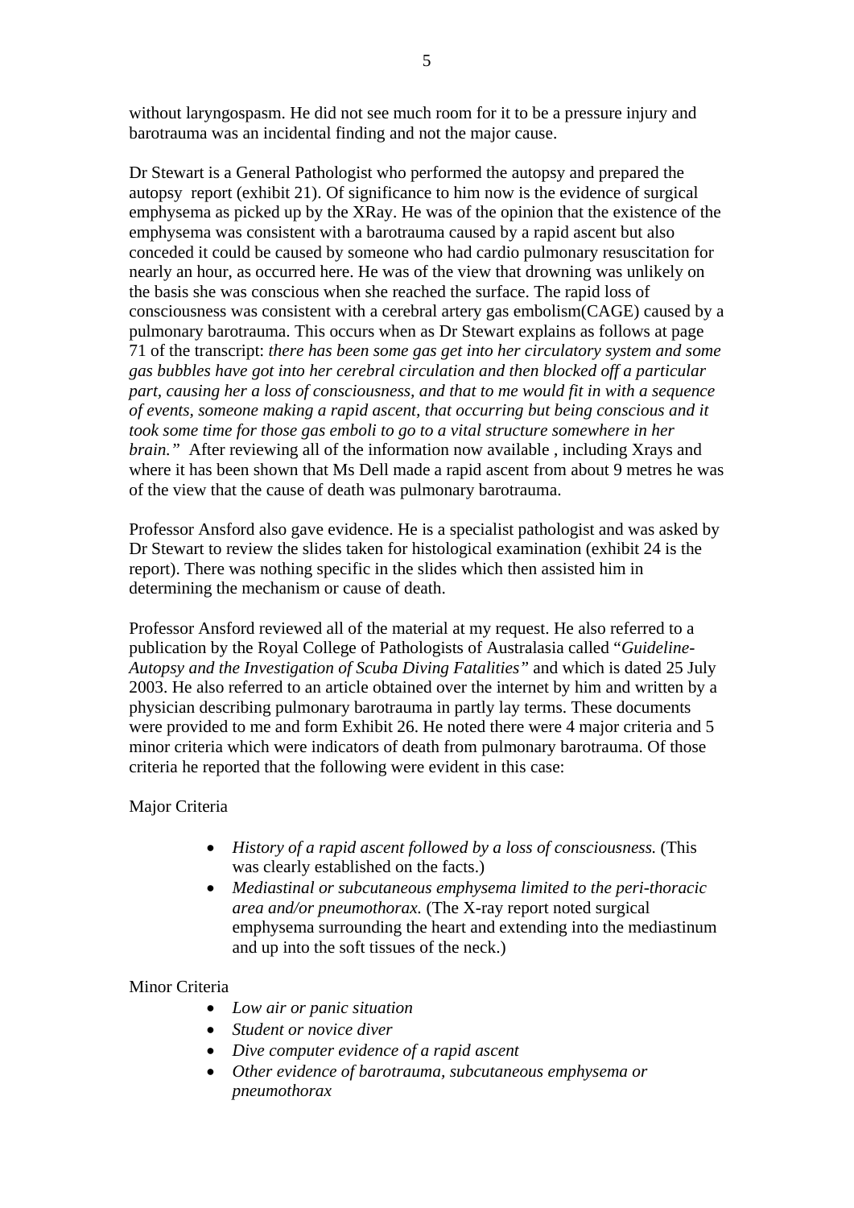without laryngospasm. He did not see much room for it to be a pressure injury and barotrauma was an incidental finding and not the major cause.

Dr Stewart is a General Pathologist who performed the autopsy and prepared the autopsy report (exhibit 21). Of significance to him now is the evidence of surgical emphysema as picked up by the XRay. He was of the opinion that the existence of the emphysema was consistent with a barotrauma caused by a rapid ascent but also conceded it could be caused by someone who had cardio pulmonary resuscitation for nearly an hour, as occurred here. He was of the view that drowning was unlikely on the basis she was conscious when she reached the surface. The rapid loss of consciousness was consistent with a cerebral artery gas embolism(CAGE) caused by a pulmonary barotrauma. This occurs when as Dr Stewart explains as follows at page 71 of the transcript: *there has been some gas get into her circulatory system and some gas bubbles have got into her cerebral circulation and then blocked off a particular part, causing her a loss of consciousness, and that to me would fit in with a sequence of events, someone making a rapid ascent, that occurring but being conscious and it took some time for those gas emboli to go to a vital structure somewhere in her brain."* After reviewing all of the information now available , including Xrays and where it has been shown that Ms Dell made a rapid ascent from about 9 metres he was of the view that the cause of death was pulmonary barotrauma.

Professor Ansford also gave evidence. He is a specialist pathologist and was asked by Dr Stewart to review the slides taken for histological examination (exhibit 24 is the report). There was nothing specific in the slides which then assisted him in determining the mechanism or cause of death.

Professor Ansford reviewed all of the material at my request. He also referred to a publication by the Royal College of Pathologists of Australasia called "*Guideline-Autopsy and the Investigation of Scuba Diving Fatalities"* and which is dated 25 July 2003. He also referred to an article obtained over the internet by him and written by a physician describing pulmonary barotrauma in partly lay terms. These documents were provided to me and form Exhibit 26. He noted there were 4 major criteria and 5 minor criteria which were indicators of death from pulmonary barotrauma. Of those criteria he reported that the following were evident in this case:

Major Criteria

- *History of a rapid ascent followed by a loss of consciousness.* (This was clearly established on the facts.)
- *Mediastinal or subcutaneous emphysema limited to the peri-thoracic area and/or pneumothorax.* (The X-ray report noted surgical emphysema surrounding the heart and extending into the mediastinum and up into the soft tissues of the neck.)

Minor Criteria

- *Low air or panic situation*
- *Student or novice diver*
- *Dive computer evidence of a rapid ascent*
- *Other evidence of barotrauma, subcutaneous emphysema or pneumothorax*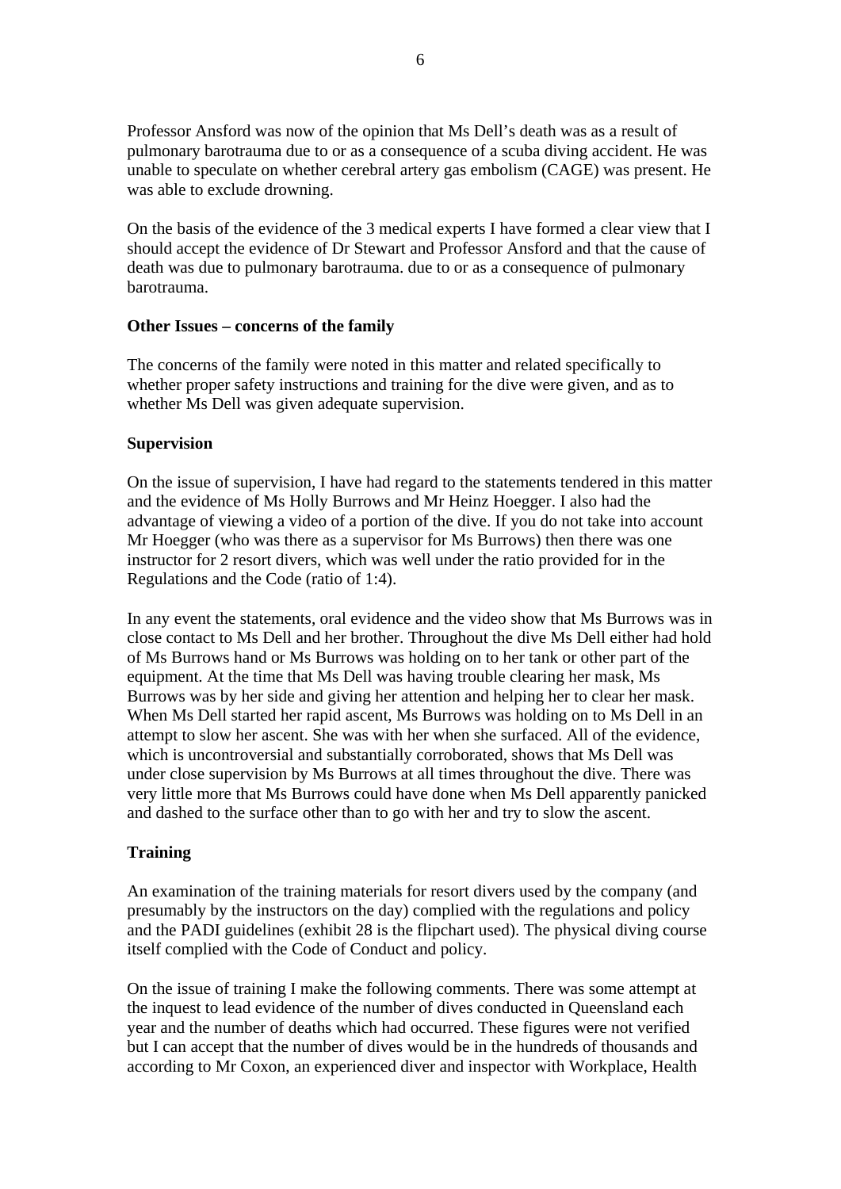Professor Ansford was now of the opinion that Ms Dell's death was as a result of pulmonary barotrauma due to or as a consequence of a scuba diving accident. He was unable to speculate on whether cerebral artery gas embolism (CAGE) was present. He was able to exclude drowning.

On the basis of the evidence of the 3 medical experts I have formed a clear view that I should accept the evidence of Dr Stewart and Professor Ansford and that the cause of death was due to pulmonary barotrauma. due to or as a consequence of pulmonary barotrauma.

**Other Issues – concerns of the family**

The concerns of the family were noted in this matter and related specifically to whether proper safety instructions and training for the dive were given, and as to whether Ms Dell was given adequate supervision.

**Supervision**

On the issue of supervision, I have had regard to the statements tendered in this matter and the evidence of Ms Holly Burrows and Mr Heinz Hoegger. I also had the advantage of viewing a video of a portion of the dive. If you do not take into account Mr Hoegger (who was there as a supervisor for Ms Burrows) then there was one instructor for 2 resort divers, which was well under the ratio provided for in the Regulations and the Code (ratio of 1:4).

In any event the statements, oral evidence and the video show that Ms Burrows was in close contact to Ms Dell and her brother. Throughout the dive Ms Dell either had hold of Ms Burrows hand or Ms Burrows was holding on to her tank or other part of the equipment. At the time that Ms Dell was having trouble clearing her mask, Ms Burrows was by her side and giving her attention and helping her to clear her mask. When Ms Dell started her rapid ascent, Ms Burrows was holding on to Ms Dell in an attempt to slow her ascent. She was with her when she surfaced. All of the evidence, which is uncontroversial and substantially corroborated, shows that Ms Dell was under close supervision by Ms Burrows at all times throughout the dive. There was very little more that Ms Burrows could have done when Ms Dell apparently panicked and dashed to the surface other than to go with her and try to slow the ascent.

**Training**

An examination of the training materials for resort divers used by the company (and presumably by the instructors on the day) complied with the regulations and policy and the PADI guidelines (exhibit 28 is the flipchart used). The physical diving course itself complied with the Code of Conduct and policy.

On the issue of training I make the following comments. There was some attempt at the inquest to lead evidence of the number of dives conducted in Queensland each year and the number of deaths which had occurred. These figures were not verified but I can accept that the number of dives would be in the hundreds of thousands and according to Mr Coxon, an experienced diver and inspector with Workplace, Health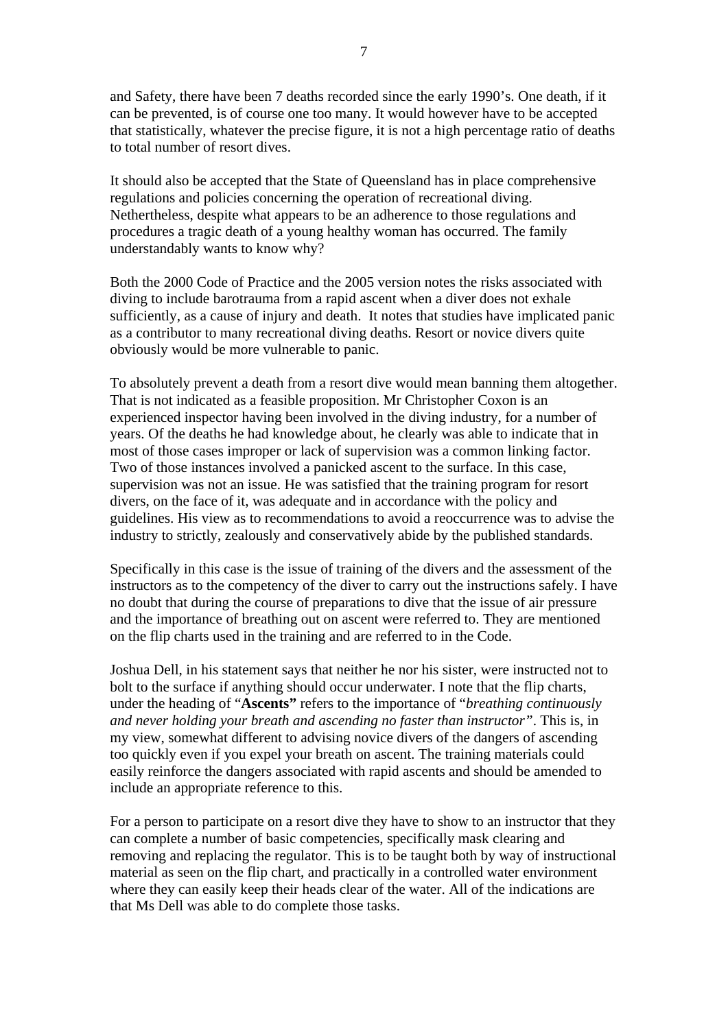and Safety, there have been 7 deaths recorded since the early 1990's. One death, if it can be prevented, is of course one too many. It would however have to be accepted that statistically, whatever the precise figure, it is not a high percentage ratio of deaths to total number of resort dives.

It should also be accepted that the State of Queensland has in place comprehensive regulations and policies concerning the operation of recreational diving. Nethertheless, despite what appears to be an adherence to those regulations and procedures a tragic death of a young healthy woman has occurred. The family understandably wants to know why?

Both the 2000 Code of Practice and the 2005 version notes the risks associated with diving to include barotrauma from a rapid ascent when a diver does not exhale sufficiently, as a cause of injury and death. It notes that studies have implicated panic as a contributor to many recreational diving deaths. Resort or novice divers quite obviously would be more vulnerable to panic.

To absolutely prevent a death from a resort dive would mean banning them altogether. That is not indicated as a feasible proposition. Mr Christopher Coxon is an experienced inspector having been involved in the diving industry, for a number of years. Of the deaths he had knowledge about, he clearly was able to indicate that in most of those cases improper or lack of supervision was a common linking factor. Two of those instances involved a panicked ascent to the surface. In this case, supervision was not an issue. He was satisfied that the training program for resort divers, on the face of it, was adequate and in accordance with the policy and guidelines. His view as to recommendations to avoid a reoccurrence was to advise the industry to strictly, zealously and conservatively abide by the published standards.

Specifically in this case is the issue of training of the divers and the assessment of the instructors as to the competency of the diver to carry out the instructions safely. I have no doubt that during the course of preparations to dive that the issue of air pressure and the importance of breathing out on ascent were referred to. They are mentioned on the flip charts used in the training and are referred to in the Code.

Joshua Dell, in his statement says that neither he nor his sister, were instructed not to bolt to the surface if anything should occur underwater. I note that the flip charts, under the heading of "**Ascents"** refers to the importance of "*breathing continuously and never holding your breath and ascending no faster than instructor"*. This is, in my view, somewhat different to advising novice divers of the dangers of ascending too quickly even if you expel your breath on ascent. The training materials could easily reinforce the dangers associated with rapid ascents and should be amended to include an appropriate reference to this.

For a person to participate on a resort dive they have to show to an instructor that they can complete a number of basic competencies, specifically mask clearing and removing and replacing the regulator. This is to be taught both by way of instructional material as seen on the flip chart, and practically in a controlled water environment where they can easily keep their heads clear of the water. All of the indications are that Ms Dell was able to do complete those tasks.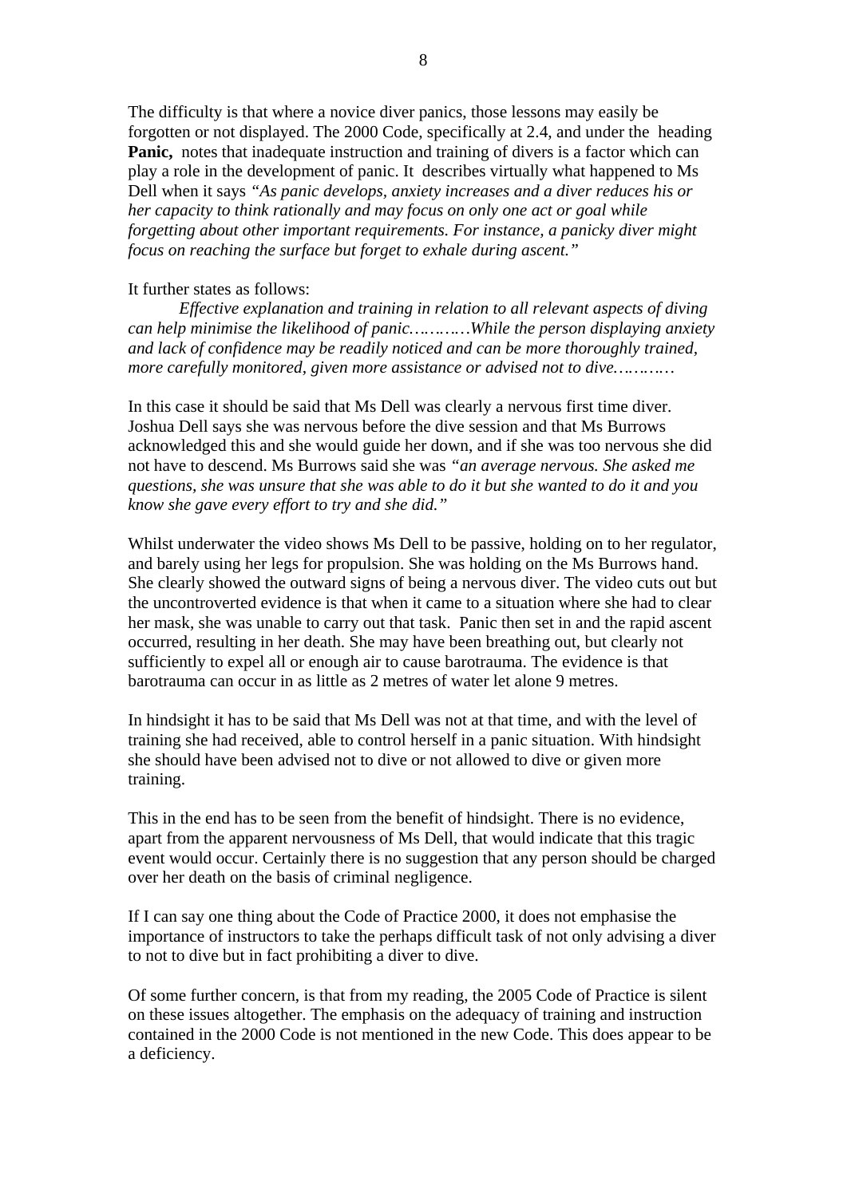The difficulty is that where a novice diver panics, those lessons may easily be forgotten or not displayed. The 2000 Code, specifically at 2.4, and under the heading **Panic,** notes that inadequate instruction and training of divers is a factor which can play a role in the development of panic. It describes virtually what happened to Ms Dell when it says *"As panic develops, anxiety increases and a diver reduces his or her capacity to think rationally and may focus on only one act or goal while forgetting about other important requirements. For instance, a panicky diver might focus on reaching the surface but forget to exhale during ascent."*

It further states as follows:

*Effective explanation and training in relation to all relevant aspects of diving can help minimise the likelihood of panic…………While the person displaying anxiety and lack of confidence may be readily noticed and can be more thoroughly trained, more carefully monitored, given more assistance or advised not to dive…………*

In this case it should be said that Ms Dell was clearly a nervous first time diver. Joshua Dell says she was nervous before the dive session and that Ms Burrows acknowledged this and she would guide her down, and if she was too nervous she did not have to descend. Ms Burrows said she was *"an average nervous. She asked me questions, she was unsure that she was able to do it but she wanted to do it and you know she gave every effort to try and she did."*

Whilst underwater the video shows Ms Dell to be passive, holding on to her regulator, and barely using her legs for propulsion. She was holding on the Ms Burrows hand. She clearly showed the outward signs of being a nervous diver. The video cuts out but the uncontroverted evidence is that when it came to a situation where she had to clear her mask, she was unable to carry out that task. Panic then set in and the rapid ascent occurred, resulting in her death. She may have been breathing out, but clearly not sufficiently to expel all or enough air to cause barotrauma. The evidence is that barotrauma can occur in as little as 2 metres of water let alone 9 metres.

In hindsight it has to be said that Ms Dell was not at that time, and with the level of training she had received, able to control herself in a panic situation. With hindsight she should have been advised not to dive or not allowed to dive or given more training.

This in the end has to be seen from the benefit of hindsight. There is no evidence, apart from the apparent nervousness of Ms Dell, that would indicate that this tragic event would occur. Certainly there is no suggestion that any person should be charged over her death on the basis of criminal negligence.

If I can say one thing about the Code of Practice 2000, it does not emphasise the importance of instructors to take the perhaps difficult task of not only advising a diver to not to dive but in fact prohibiting a diver to dive.

Of some further concern, is that from my reading, the 2005 Code of Practice is silent on these issues altogether. The emphasis on the adequacy of training and instruction contained in the 2000 Code is not mentioned in the new Code. This does appear to be a deficiency.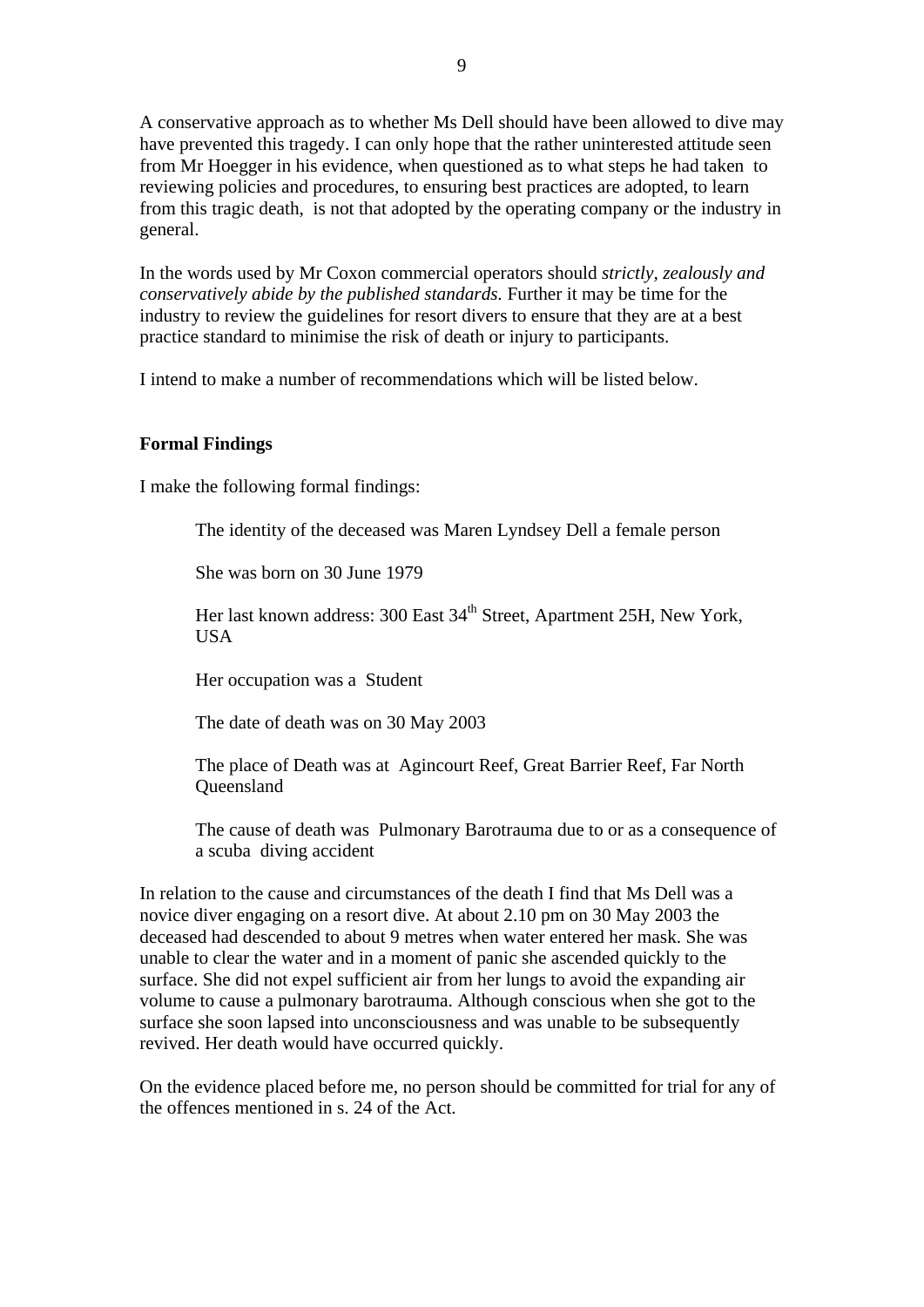A conservative approach as to whether Ms Dell should have been allowed to dive may have prevented this tragedy. I can only hope that the rather uninterested attitude seen from Mr Hoegger in his evidence, when questioned as to what steps he had taken to reviewing policies and procedures, to ensuring best practices are adopted, to learn from this tragic death, is not that adopted by the operating company or the industry in general.

In the words used by Mr Coxon commercial operators should *strictly, zealously and conservatively abide by the published standards.* Further it may be time for the industry to review the guidelines for resort divers to ensure that they are at a best practice standard to minimise the risk of death or injury to participants.

I intend to make a number of recommendations which will be listed below.

**Formal Findings**

I make the following formal findings:

> The identity of the deceased was Maren Lyndsey Dell a female person
>
> She was born on 30 June 1979
>
> Her last known address: 300 East 34th Street, Apartment 25H, New York, USA
>
> Her occupation was a Student
>
> The date of death was on 30 May 2003
>
> The place of Death was at Agincourt Reef, Great Barrier Reef, Far North Queensland
>
> The cause of death was Pulmonary Barotrauma due to or as a consequence of a scuba diving accident

In relation to the cause and circumstances of the death I find that Ms Dell was a novice diver engaging on a resort dive. At about 2.10 pm on 30 May 2003 the deceased had descended to about 9 metres when water entered her mask. She was unable to clear the water and in a moment of panic she ascended quickly to the surface. She did not expel sufficient air from her lungs to avoid the expanding air volume to cause a pulmonary barotrauma. Although conscious when she got to the surface she soon lapsed into unconsciousness and was unable to be subsequently revived. Her death would have occurred quickly.

On the evidence placed before me, no person should be committed for trial for any of the offences mentioned in s. 24 of the Act.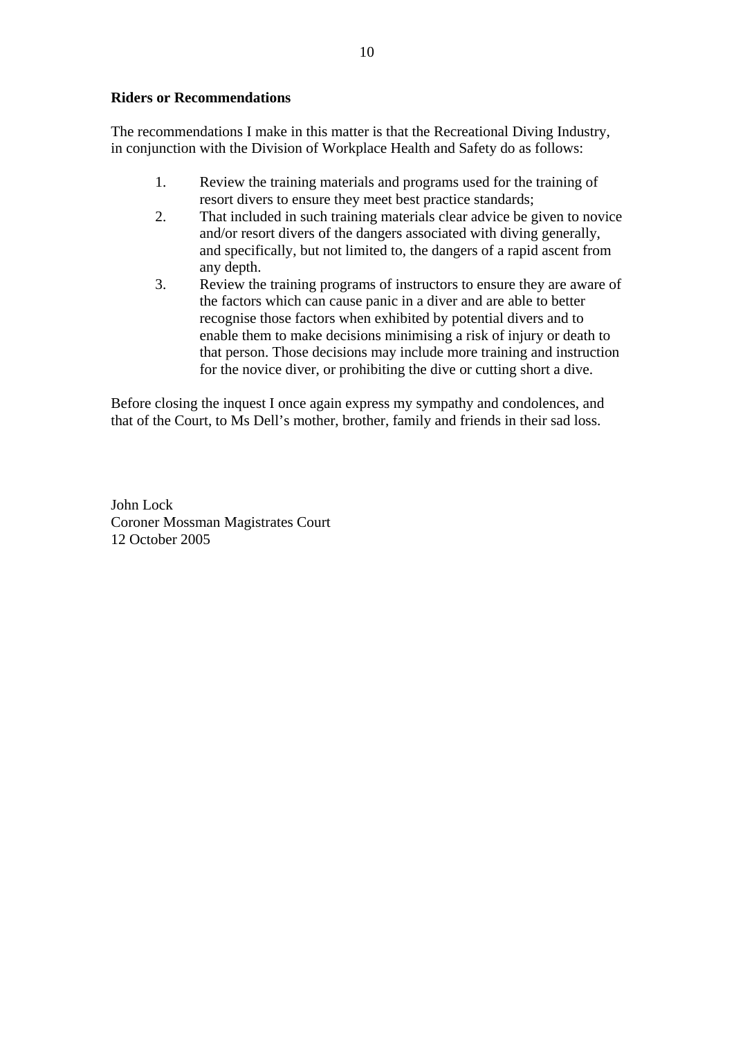**Riders or Recommendations**

The recommendations I make in this matter is that the Recreational Diving Industry, in conjunction with the Division of Workplace Health and Safety do as follows:

1. Review the training materials and programs used for the training of resort divers to ensure they meet best practice standards;
2. That included in such training materials clear advice be given to novice and/or resort divers of the dangers associated with diving generally, and specifically, but not limited to, the dangers of a rapid ascent from any depth.
3. Review the training programs of instructors to ensure they are aware of the factors which can cause panic in a diver and are able to better recognise those factors when exhibited by potential divers and to enable them to make decisions minimising a risk of injury or death to that person. Those decisions may include more training and instruction for the novice diver, or prohibiting the dive or cutting short a dive.

Before closing the inquest I once again express my sympathy and condolences, and that of the Court, to Ms Dell's mother, brother, family and friends in their sad loss.

John Lock
Coroner Mossman Magistrates Court
12 October 2005